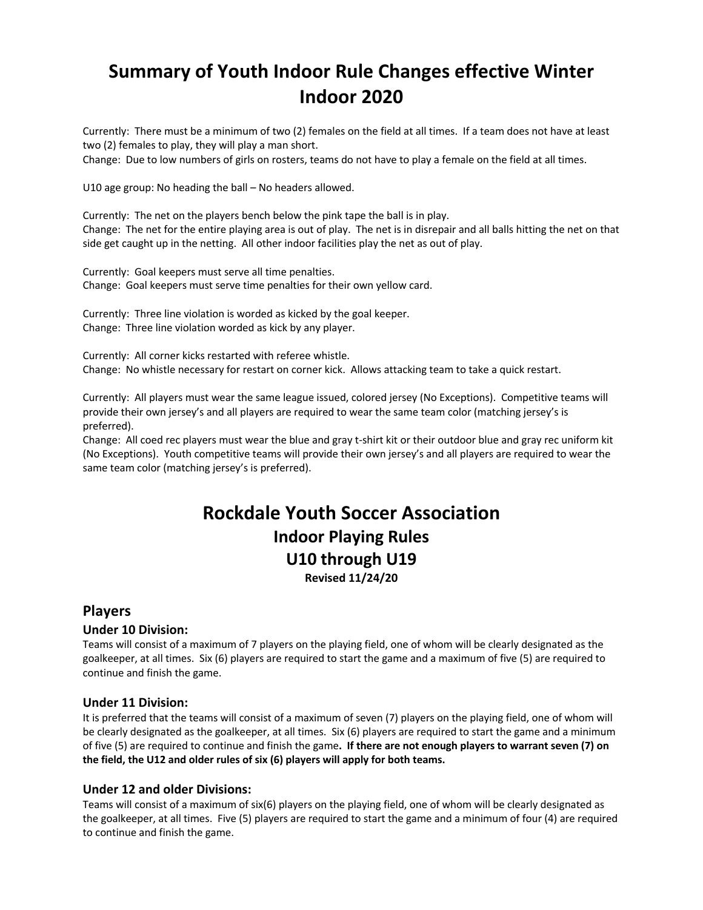# Summary of Youth Indoor Rule Changes effective Winter Indoor 2020

Currently: There must be a minimum of two (2) females on the field at all times. If a team does not have at least two (2) females to play, they will play a man short.
Change: Due to low numbers of girls on rosters, teams do not have to play a female on the field at all times.

U10 age group: No heading the ball – No headers allowed.

Currently: The net on the players bench below the pink tape the ball is in play.
Change: The net for the entire playing area is out of play. The net is in disrepair and all balls hitting the net on that side get caught up in the netting. All other indoor facilities play the net as out of play.

Currently: Goal keepers must serve all time penalties.
Change: Goal keepers must serve time penalties for their own yellow card.

Currently: Three line violation is worded as kicked by the goal keeper.
Change: Three line violation worded as kick by any player.

Currently: All corner kicks restarted with referee whistle.
Change: No whistle necessary for restart on corner kick. Allows attacking team to take a quick restart.

Currently: All players must wear the same league issued, colored jersey (No Exceptions). Competitive teams will provide their own jersey's and all players are required to wear the same team color (matching jersey's is preferred).
Change: All coed rec players must wear the blue and gray t-shirt kit or their outdoor blue and gray rec uniform kit (No Exceptions). Youth competitive teams will provide their own jersey's and all players are required to wear the same team color (matching jersey's is preferred).

# Rockdale Youth Soccer Association

## Indoor Playing Rules

## U10 through U19

**Revised 11/24/20**

## Players

### Under 10 Division:

Teams will consist of a maximum of 7 players on the playing field, one of whom will be clearly designated as the goalkeeper, at all times. Six (6) players are required to start the game and a maximum of five (5) are required to continue and finish the game.

### Under 11 Division:

It is preferred that the teams will consist of a maximum of seven (7) players on the playing field, one of whom will be clearly designated as the goalkeeper, at all times. Six (6) players are required to start the game and a minimum of five (5) are required to continue and finish the game**. If there are not enough players to warrant seven (7) on the field, the U12 and older rules of six (6) players will apply for both teams.**

### Under 12 and older Divisions:

Teams will consist of a maximum of six(6) players on the playing field, one of whom will be clearly designated as the goalkeeper, at all times. Five (5) players are required to start the game and a minimum of four (4) are required to continue and finish the game.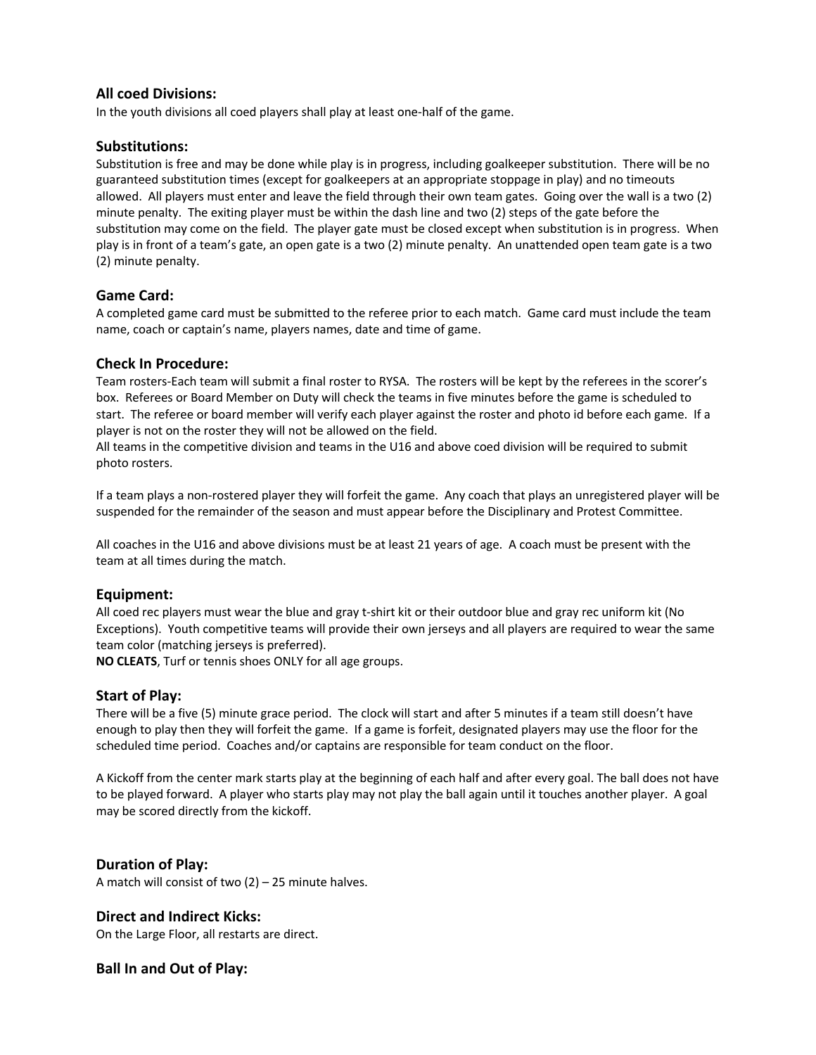### All coed Divisions:

In the youth divisions all coed players shall play at least one-half of the game.

### Substitutions:

Substitution is free and may be done while play is in progress, including goalkeeper substitution. There will be no guaranteed substitution times (except for goalkeepers at an appropriate stoppage in play) and no timeouts allowed. All players must enter and leave the field through their own team gates. Going over the wall is a two (2) minute penalty. The exiting player must be within the dash line and two (2) steps of the gate before the substitution may come on the field. The player gate must be closed except when substitution is in progress. When play is in front of a team's gate, an open gate is a two (2) minute penalty. An unattended open team gate is a two (2) minute penalty.

### Game Card:

A completed game card must be submitted to the referee prior to each match. Game card must include the team name, coach or captain's name, players names, date and time of game.

### Check In Procedure:

Team rosters-Each team will submit a final roster to RYSA. The rosters will be kept by the referees in the scorer's box. Referees or Board Member on Duty will check the teams in five minutes before the game is scheduled to start. The referee or board member will verify each player against the roster and photo id before each game. If a player is not on the roster they will not be allowed on the field.
All teams in the competitive division and teams in the U16 and above coed division will be required to submit photo rosters.

If a team plays a non-rostered player they will forfeit the game. Any coach that plays an unregistered player will be suspended for the remainder of the season and must appear before the Disciplinary and Protest Committee.

All coaches in the U16 and above divisions must be at least 21 years of age. A coach must be present with the team at all times during the match.

### Equipment:

All coed rec players must wear the blue and gray t-shirt kit or their outdoor blue and gray rec uniform kit (No Exceptions). Youth competitive teams will provide their own jerseys and all players are required to wear the same team color (matching jerseys is preferred).
**NO CLEATS**, Turf or tennis shoes ONLY for all age groups.

### Start of Play:

There will be a five (5) minute grace period. The clock will start and after 5 minutes if a team still doesn't have enough to play then they will forfeit the game. If a game is forfeit, designated players may use the floor for the scheduled time period. Coaches and/or captains are responsible for team conduct on the floor.

A Kickoff from the center mark starts play at the beginning of each half and after every goal. The ball does not have to be played forward. A player who starts play may not play the ball again until it touches another player. A goal may be scored directly from the kickoff.

### Duration of Play:

A match will consist of two (2) – 25 minute halves.

### Direct and Indirect Kicks:

On the Large Floor, all restarts are direct.

### Ball In and Out of Play: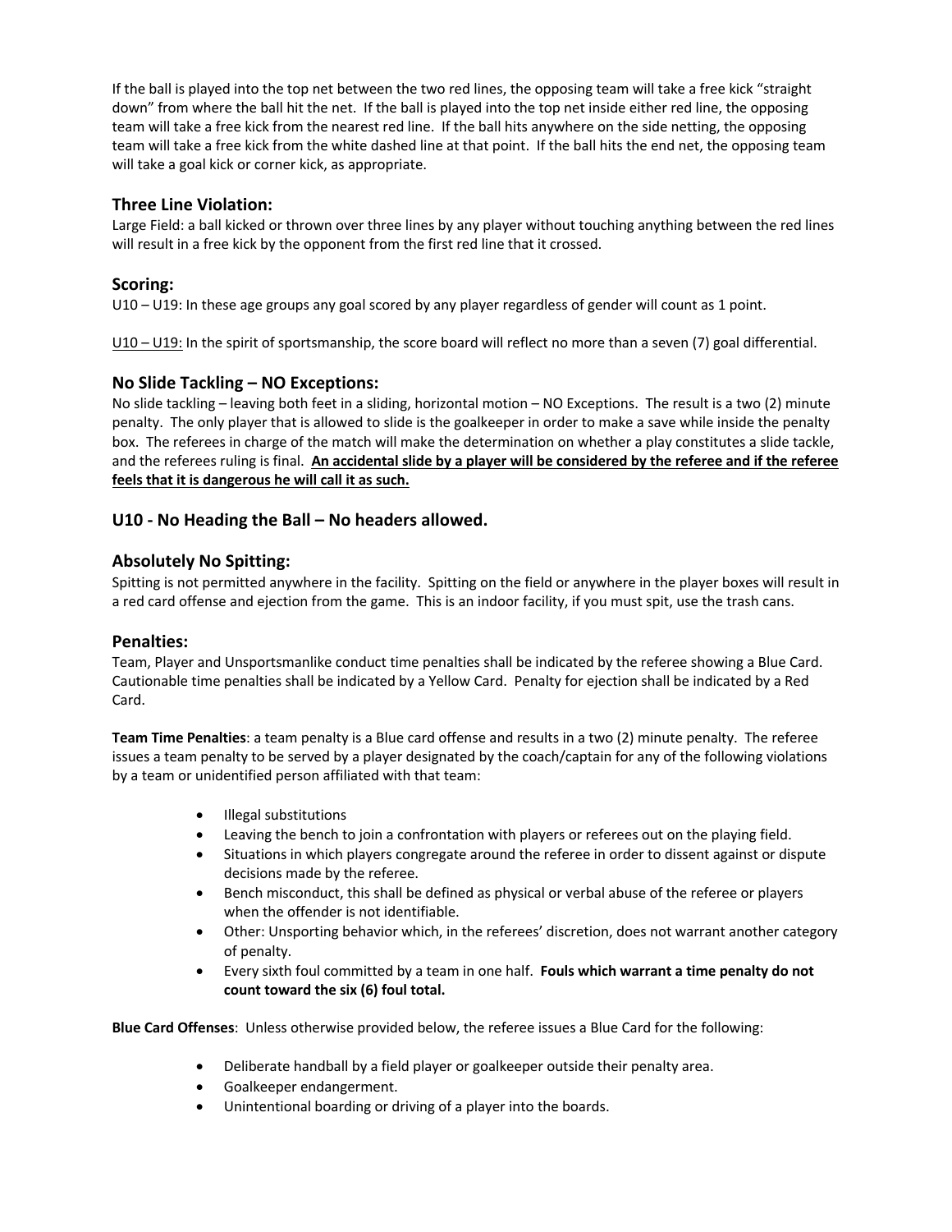If the ball is played into the top net between the two red lines, the opposing team will take a free kick "straight down" from where the ball hit the net. If the ball is played into the top net inside either red line, the opposing team will take a free kick from the nearest red line. If the ball hits anywhere on the side netting, the opposing team will take a free kick from the white dashed line at that point. If the ball hits the end net, the opposing team will take a goal kick or corner kick, as appropriate.

## Three Line Violation:

Large Field: a ball kicked or thrown over three lines by any player without touching anything between the red lines will result in a free kick by the opponent from the first red line that it crossed.

## Scoring:

U10 – U19: In these age groups any goal scored by any player regardless of gender will count as 1 point.

<u>U10 – U19:</u> In the spirit of sportsmanship, the score board will reflect no more than a seven (7) goal differential.

## No Slide Tackling – NO Exceptions:

No slide tackling – leaving both feet in a sliding, horizontal motion – NO Exceptions. The result is a two (2) minute penalty. The only player that is allowed to slide is the goalkeeper in order to make a save while inside the penalty box. The referees in charge of the match will make the determination on whether a play constitutes a slide tackle, and the referees ruling is final. **<u>An accidental slide by a player will be considered by the referee and if the referee feels that it is dangerous he will call it as such.</u>**

## U10 - No Heading the Ball – No headers allowed.

## Absolutely No Spitting:

Spitting is not permitted anywhere in the facility. Spitting on the field or anywhere in the player boxes will result in a red card offense and ejection from the game. This is an indoor facility, if you must spit, use the trash cans.

## Penalties:

Team, Player and Unsportsmanlike conduct time penalties shall be indicated by the referee showing a Blue Card. Cautionable time penalties shall be indicated by a Yellow Card. Penalty for ejection shall be indicated by a Red Card.

**Team Time Penalties**: a team penalty is a Blue card offense and results in a two (2) minute penalty. The referee issues a team penalty to be served by a player designated by the coach/captain for any of the following violations by a team or unidentified person affiliated with that team:

- Illegal substitutions
- Leaving the bench to join a confrontation with players or referees out on the playing field.
- Situations in which players congregate around the referee in order to dissent against or dispute decisions made by the referee.
- Bench misconduct, this shall be defined as physical or verbal abuse of the referee or players when the offender is not identifiable.
- Other: Unsporting behavior which, in the referees' discretion, does not warrant another category of penalty.
- Every sixth foul committed by a team in one half. **Fouls which warrant a time penalty do not count toward the six (6) foul total.**

**Blue Card Offenses**: Unless otherwise provided below, the referee issues a Blue Card for the following:

- Deliberate handball by a field player or goalkeeper outside their penalty area.
- Goalkeeper endangerment.
- Unintentional boarding or driving of a player into the boards.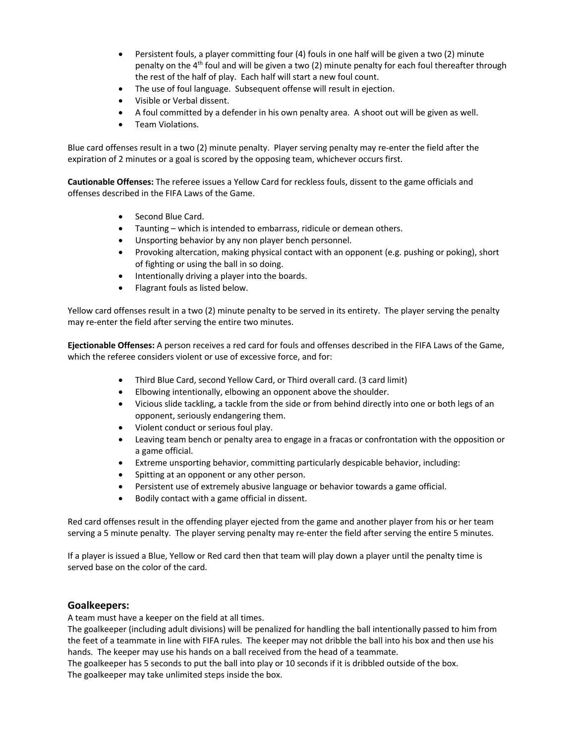- Persistent fouls, a player committing four (4) fouls in one half will be given a two (2) minute penalty on the 4th foul and will be given a two (2) minute penalty for each foul thereafter through the rest of the half of play. Each half will start a new foul count.
- The use of foul language. Subsequent offense will result in ejection.
- Visible or Verbal dissent.
- A foul committed by a defender in his own penalty area. A shoot out will be given as well.
- Team Violations.

Blue card offenses result in a two (2) minute penalty. Player serving penalty may re-enter the field after the expiration of 2 minutes or a goal is scored by the opposing team, whichever occurs first.

**Cautionable Offenses:** The referee issues a Yellow Card for reckless fouls, dissent to the game officials and offenses described in the FIFA Laws of the Game.

- Second Blue Card.
- Taunting – which is intended to embarrass, ridicule or demean others.
- Unsporting behavior by any non player bench personnel.
- Provoking altercation, making physical contact with an opponent (e.g. pushing or poking), short of fighting or using the ball in so doing.
- Intentionally driving a player into the boards.
- Flagrant fouls as listed below.

Yellow card offenses result in a two (2) minute penalty to be served in its entirety. The player serving the penalty may re-enter the field after serving the entire two minutes.

**Ejectionable Offenses:** A person receives a red card for fouls and offenses described in the FIFA Laws of the Game, which the referee considers violent or use of excessive force, and for:

- Third Blue Card, second Yellow Card, or Third overall card. (3 card limit)
- Elbowing intentionally, elbowing an opponent above the shoulder.
- Vicious slide tackling, a tackle from the side or from behind directly into one or both legs of an opponent, seriously endangering them.
- Violent conduct or serious foul play.
- Leaving team bench or penalty area to engage in a fracas or confrontation with the opposition or a game official.
- Extreme unsporting behavior, committing particularly despicable behavior, including:
- Spitting at an opponent or any other person.
- Persistent use of extremely abusive language or behavior towards a game official.
- Bodily contact with a game official in dissent.

Red card offenses result in the offending player ejected from the game and another player from his or her team serving a 5 minute penalty. The player serving penalty may re-enter the field after serving the entire 5 minutes.

If a player is issued a Blue, Yellow or Red card then that team will play down a player until the penalty time is served base on the color of the card.

## Goalkeepers:

A team must have a keeper on the field at all times.
The goalkeeper (including adult divisions) will be penalized for handling the ball intentionally passed to him from the feet of a teammate in line with FIFA rules. The keeper may not dribble the ball into his box and then use his hands. The keeper may use his hands on a ball received from the head of a teammate.
The goalkeeper has 5 seconds to put the ball into play or 10 seconds if it is dribbled outside of the box.
The goalkeeper may take unlimited steps inside the box.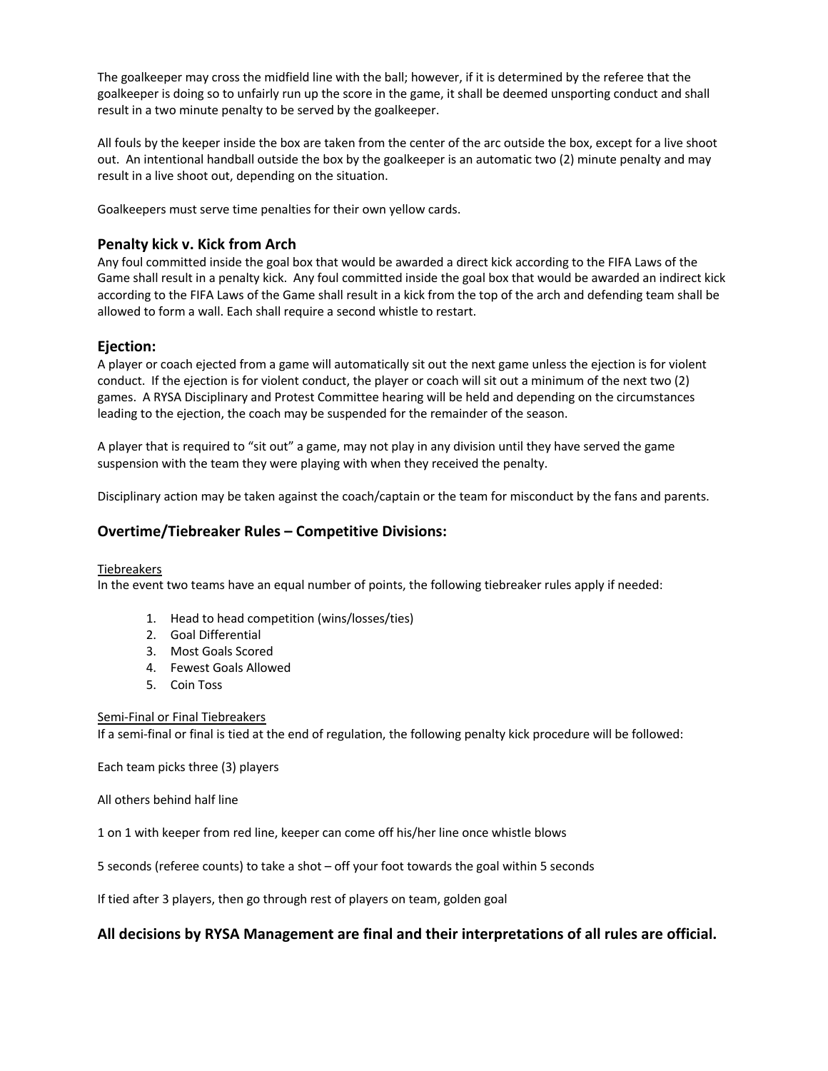The goalkeeper may cross the midfield line with the ball; however, if it is determined by the referee that the goalkeeper is doing so to unfairly run up the score in the game, it shall be deemed unsporting conduct and shall result in a two minute penalty to be served by the goalkeeper.

All fouls by the keeper inside the box are taken from the center of the arc outside the box, except for a live shoot out. An intentional handball outside the box by the goalkeeper is an automatic two (2) minute penalty and may result in a live shoot out, depending on the situation.

Goalkeepers must serve time penalties for their own yellow cards.

## Penalty kick v. Kick from Arch

Any foul committed inside the goal box that would be awarded a direct kick according to the FIFA Laws of the Game shall result in a penalty kick. Any foul committed inside the goal box that would be awarded an indirect kick according to the FIFA Laws of the Game shall result in a kick from the top of the arch and defending team shall be allowed to form a wall. Each shall require a second whistle to restart.

## Ejection:

A player or coach ejected from a game will automatically sit out the next game unless the ejection is for violent conduct. If the ejection is for violent conduct, the player or coach will sit out a minimum of the next two (2) games. A RYSA Disciplinary and Protest Committee hearing will be held and depending on the circumstances leading to the ejection, the coach may be suspended for the remainder of the season.

A player that is required to "sit out" a game, may not play in any division until they have served the game suspension with the team they were playing with when they received the penalty.

Disciplinary action may be taken against the coach/captain or the team for misconduct by the fans and parents.

## Overtime/Tiebreaker Rules – Competitive Divisions:

<u>Tiebreakers</u>

In the event two teams have an equal number of points, the following tiebreaker rules apply if needed:

1. Head to head competition (wins/losses/ties)
2. Goal Differential
3. Most Goals Scored
4. Fewest Goals Allowed
5. Coin Toss

<u>Semi-Final or Final Tiebreakers</u>

If a semi-final or final is tied at the end of regulation, the following penalty kick procedure will be followed:

Each team picks three (3) players

All others behind half line

1 on 1 with keeper from red line, keeper can come off his/her line once whistle blows

5 seconds (referee counts) to take a shot – off your foot towards the goal within 5 seconds

If tied after 3 players, then go through rest of players on team, golden goal

**All decisions by RYSA Management are final and their interpretations of all rules are official.**